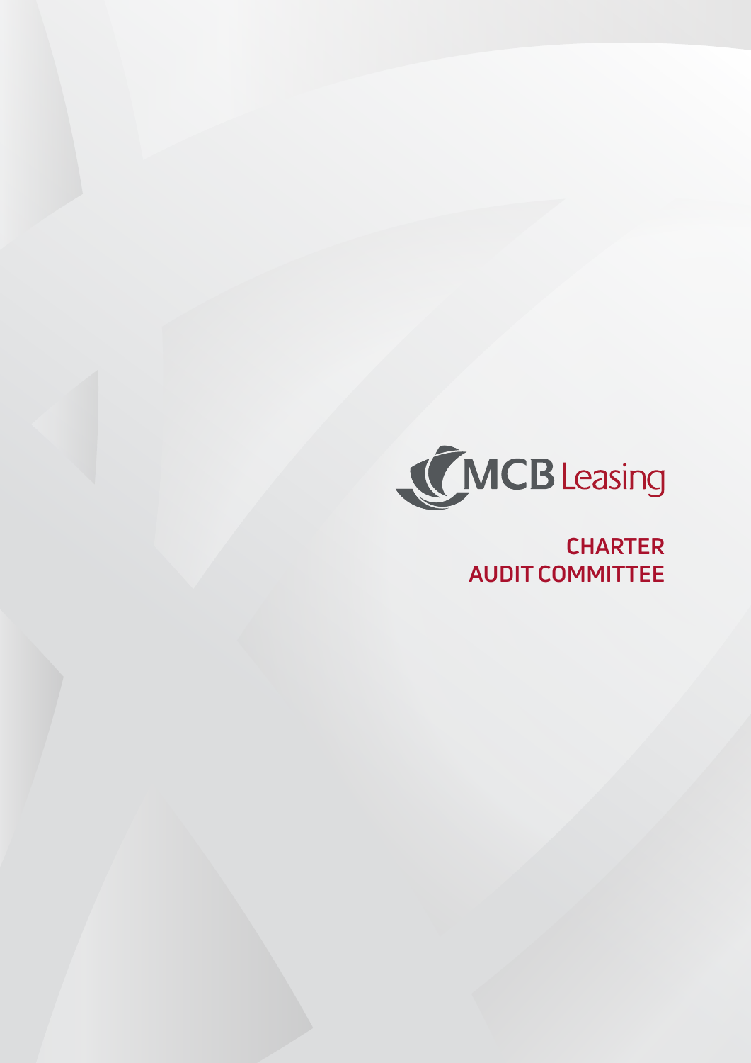MCB Leasing

# CHARTER
# AUDIT COMMITTEE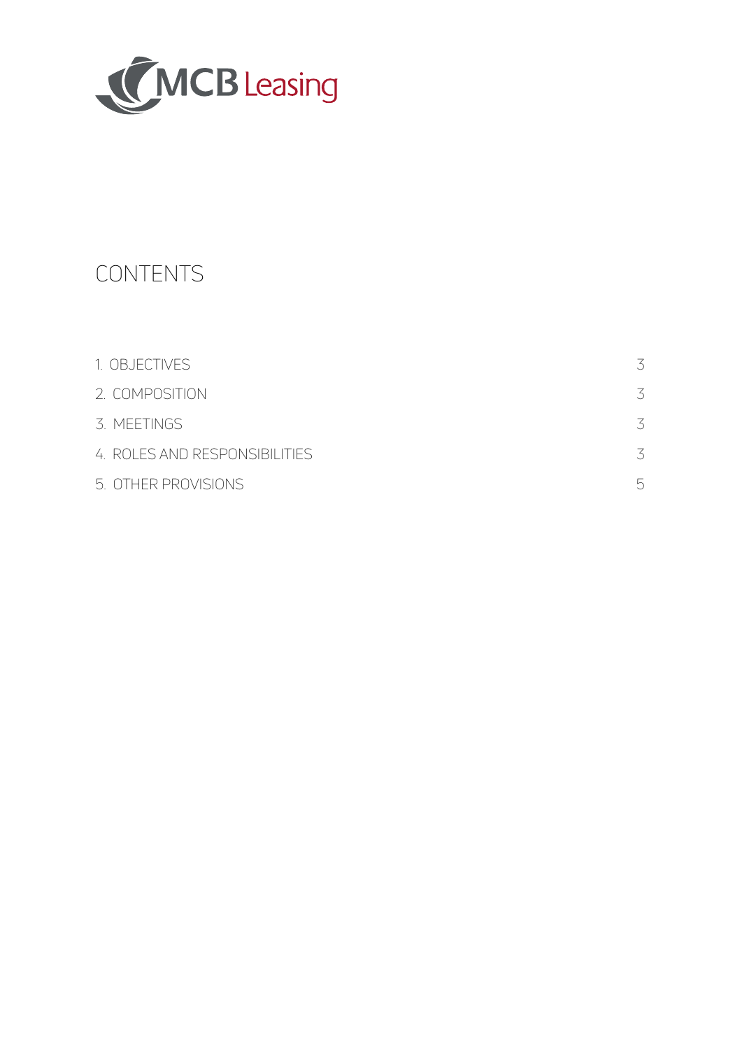MCB Leasing

# CONTENTS

| | |
|---|---|
| 1. OBJECTIVES | 3 |
| 2. COMPOSITION | 3 |
| 3. MEETINGS | 3 |
| 4. ROLES AND RESPONSIBILITIES | 3 |
| 5. OTHER PROVISIONS | 5 |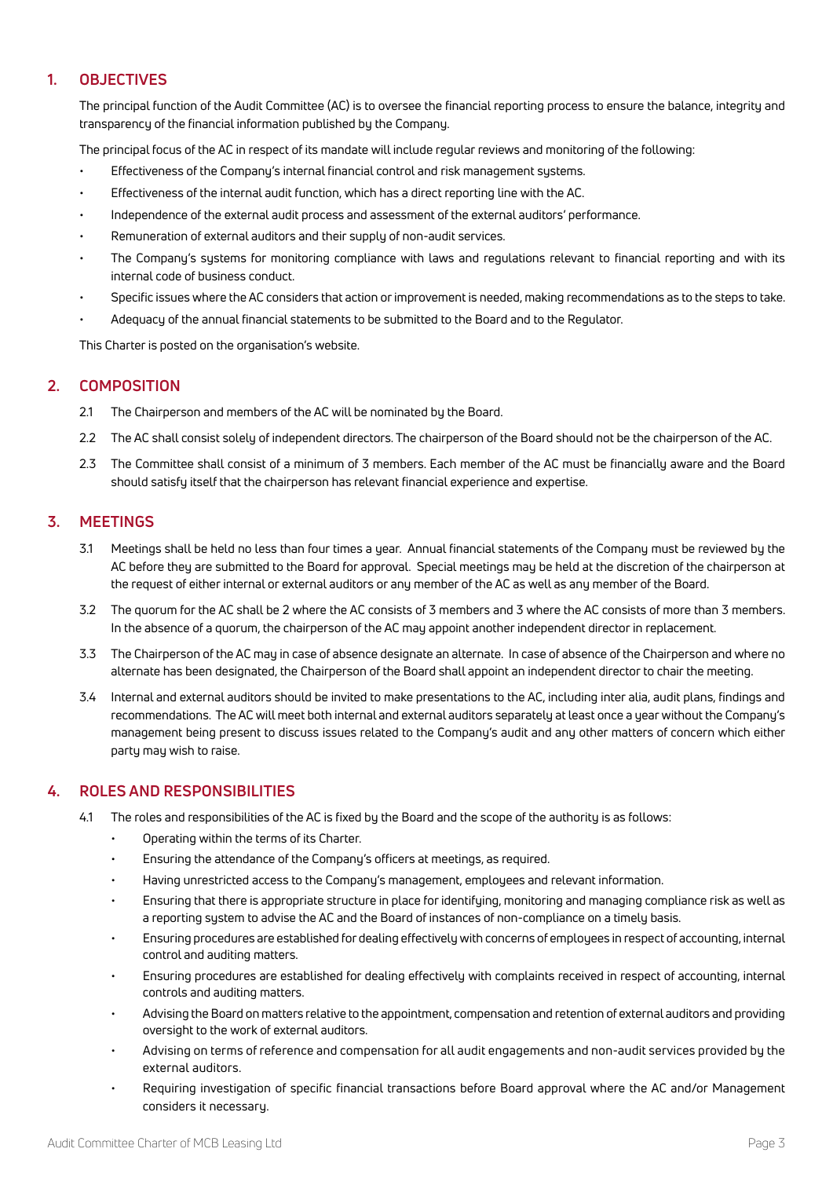## 1. OBJECTIVES

The principal function of the Audit Committee (AC) is to oversee the financial reporting process to ensure the balance, integrity and transparency of the financial information published by the Company.

The principal focus of the AC in respect of its mandate will include regular reviews and monitoring of the following:

- Effectiveness of the Company's internal financial control and risk management systems.
- Effectiveness of the internal audit function, which has a direct reporting line with the AC.
- Independence of the external audit process and assessment of the external auditors' performance.
- Remuneration of external auditors and their supply of non-audit services.
- The Company's systems for monitoring compliance with laws and regulations relevant to financial reporting and with its internal code of business conduct.
- Specific issues where the AC considers that action or improvement is needed, making recommendations as to the steps to take.
- Adequacy of the annual financial statements to be submitted to the Board and to the Regulator.

This Charter is posted on the organisation's website.

## 2. COMPOSITION

2.1 The Chairperson and members of the AC will be nominated by the Board.

2.2 The AC shall consist solely of independent directors. The chairperson of the Board should not be the chairperson of the AC.

2.3 The Committee shall consist of a minimum of 3 members. Each member of the AC must be financially aware and the Board should satisfy itself that the chairperson has relevant financial experience and expertise.

## 3. MEETINGS

3.1 Meetings shall be held no less than four times a year. Annual financial statements of the Company must be reviewed by the AC before they are submitted to the Board for approval. Special meetings may be held at the discretion of the chairperson at the request of either internal or external auditors or any member of the AC as well as any member of the Board.

3.2 The quorum for the AC shall be 2 where the AC consists of 3 members and 3 where the AC consists of more than 3 members. In the absence of a quorum, the chairperson of the AC may appoint another independent director in replacement.

3.3 The Chairperson of the AC may in case of absence designate an alternate. In case of absence of the Chairperson and where no alternate has been designated, the Chairperson of the Board shall appoint an independent director to chair the meeting.

3.4 Internal and external auditors should be invited to make presentations to the AC, including inter alia, audit plans, findings and recommendations. The AC will meet both internal and external auditors separately at least once a year without the Company's management being present to discuss issues related to the Company's audit and any other matters of concern which either party may wish to raise.

## 4. ROLES AND RESPONSIBILITIES

4.1 The roles and responsibilities of the AC is fixed by the Board and the scope of the authority is as follows:

- Operating within the terms of its Charter.
- Ensuring the attendance of the Company's officers at meetings, as required.
- Having unrestricted access to the Company's management, employees and relevant information.
- Ensuring that there is appropriate structure in place for identifying, monitoring and managing compliance risk as well as a reporting system to advise the AC and the Board of instances of non-compliance on a timely basis.
- Ensuring procedures are established for dealing effectively with concerns of employees in respect of accounting, internal control and auditing matters.
- Ensuring procedures are established for dealing effectively with complaints received in respect of accounting, internal controls and auditing matters.
- Advising the Board on matters relative to the appointment, compensation and retention of external auditors and providing oversight to the work of external auditors.
- Advising on terms of reference and compensation for all audit engagements and non-audit services provided by the external auditors.
- Requiring investigation of specific financial transactions before Board approval where the AC and/or Management considers it necessary.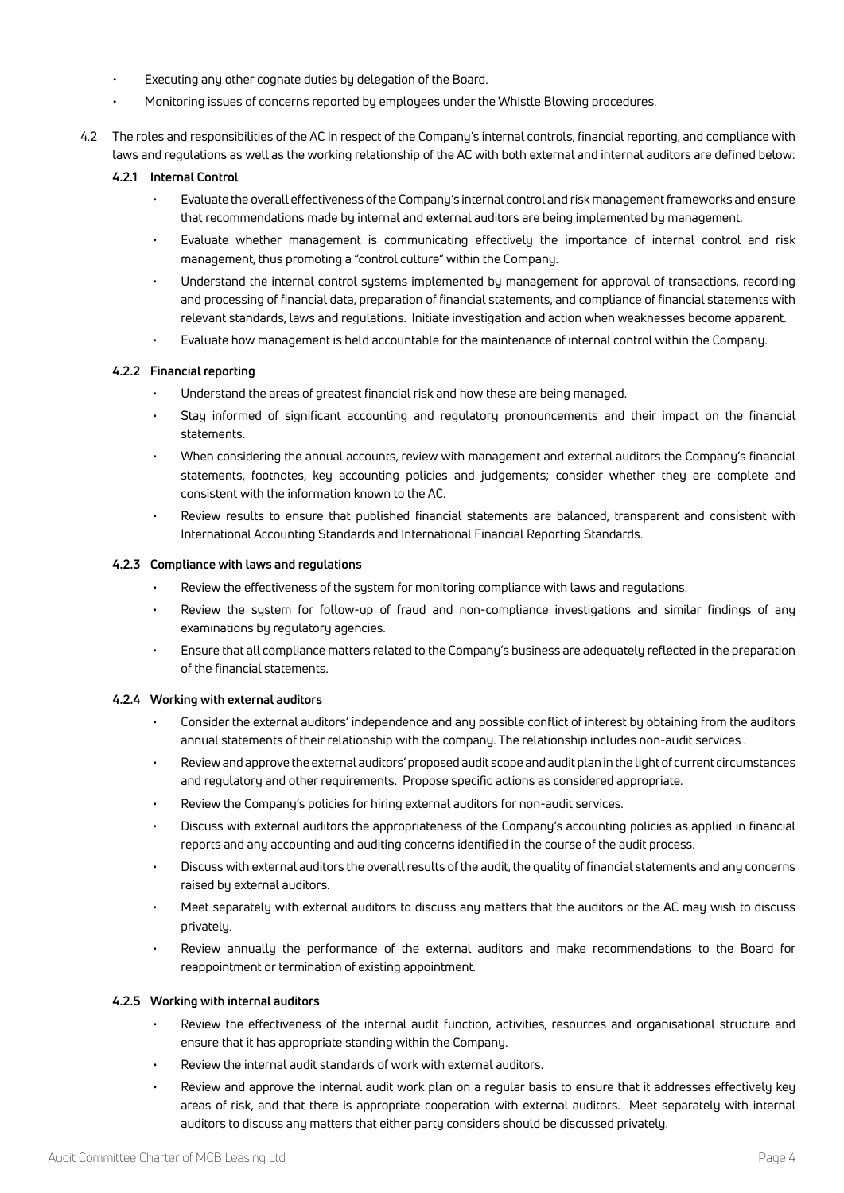- Executing any other cognate duties by delegation of the Board.
- Monitoring issues of concerns reported by employees under the Whistle Blowing procedures.

4.2 The roles and responsibilities of the AC in respect of the Company's internal controls, financial reporting, and compliance with laws and regulations as well as the working relationship of the AC with both external and internal auditors are defined below:

**4.2.1 Internal Control**

- Evaluate the overall effectiveness of the Company's internal control and risk management frameworks and ensure that recommendations made by internal and external auditors are being implemented by management.
- Evaluate whether management is communicating effectively the importance of internal control and risk management, thus promoting a "control culture" within the Company.
- Understand the internal control systems implemented by management for approval of transactions, recording and processing of financial data, preparation of financial statements, and compliance of financial statements with relevant standards, laws and regulations. Initiate investigation and action when weaknesses become apparent.
- Evaluate how management is held accountable for the maintenance of internal control within the Company.

**4.2.2 Financial reporting**

- Understand the areas of greatest financial risk and how these are being managed.
- Stay informed of significant accounting and regulatory pronouncements and their impact on the financial statements.
- When considering the annual accounts, review with management and external auditors the Company's financial statements, footnotes, key accounting policies and judgements; consider whether they are complete and consistent with the information known to the AC.
- Review results to ensure that published financial statements are balanced, transparent and consistent with International Accounting Standards and International Financial Reporting Standards.

**4.2.3 Compliance with laws and regulations**

- Review the effectiveness of the system for monitoring compliance with laws and regulations.
- Review the system for follow-up of fraud and non-compliance investigations and similar findings of any examinations by regulatory agencies.
- Ensure that all compliance matters related to the Company's business are adequately reflected in the preparation of the financial statements.

**4.2.4 Working with external auditors**

- Consider the external auditors' independence and any possible conflict of interest by obtaining from the auditors annual statements of their relationship with the company. The relationship includes non-audit services .
- Review and approve the external auditors' proposed audit scope and audit plan in the light of current circumstances and regulatory and other requirements. Propose specific actions as considered appropriate.
- Review the Company's policies for hiring external auditors for non-audit services.
- Discuss with external auditors the appropriateness of the Company's accounting policies as applied in financial reports and any accounting and auditing concerns identified in the course of the audit process.
- Discuss with external auditors the overall results of the audit, the quality of financial statements and any concerns raised by external auditors.
- Meet separately with external auditors to discuss any matters that the auditors or the AC may wish to discuss privately.
- Review annually the performance of the external auditors and make recommendations to the Board for reappointment or termination of existing appointment.

**4.2.5 Working with internal auditors**

- Review the effectiveness of the internal audit function, activities, resources and organisational structure and ensure that it has appropriate standing within the Company.
- Review the internal audit standards of work with external auditors.
- Review and approve the internal audit work plan on a regular basis to ensure that it addresses effectively key areas of risk, and that there is appropriate cooperation with external auditors. Meet separately with internal auditors to discuss any matters that either party considers should be discussed privately.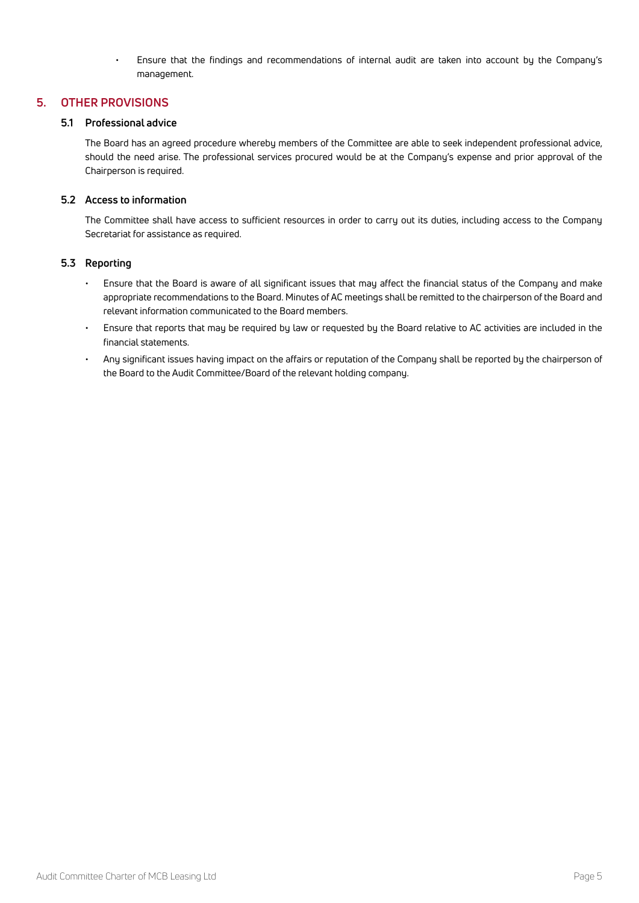- Ensure that the findings and recommendations of internal audit are taken into account by the Company's management.

## 5. OTHER PROVISIONS

### 5.1 Professional advice

The Board has an agreed procedure whereby members of the Committee are able to seek independent professional advice, should the need arise. The professional services procured would be at the Company's expense and prior approval of the Chairperson is required.

### 5.2 Access to information

The Committee shall have access to sufficient resources in order to carry out its duties, including access to the Company Secretariat for assistance as required.

### 5.3 Reporting

- Ensure that the Board is aware of all significant issues that may affect the financial status of the Company and make appropriate recommendations to the Board. Minutes of AC meetings shall be remitted to the chairperson of the Board and relevant information communicated to the Board members.
- Ensure that reports that may be required by law or requested by the Board relative to AC activities are included in the financial statements.
- Any significant issues having impact on the affairs or reputation of the Company shall be reported by the chairperson of the Board to the Audit Committee/Board of the relevant holding company.